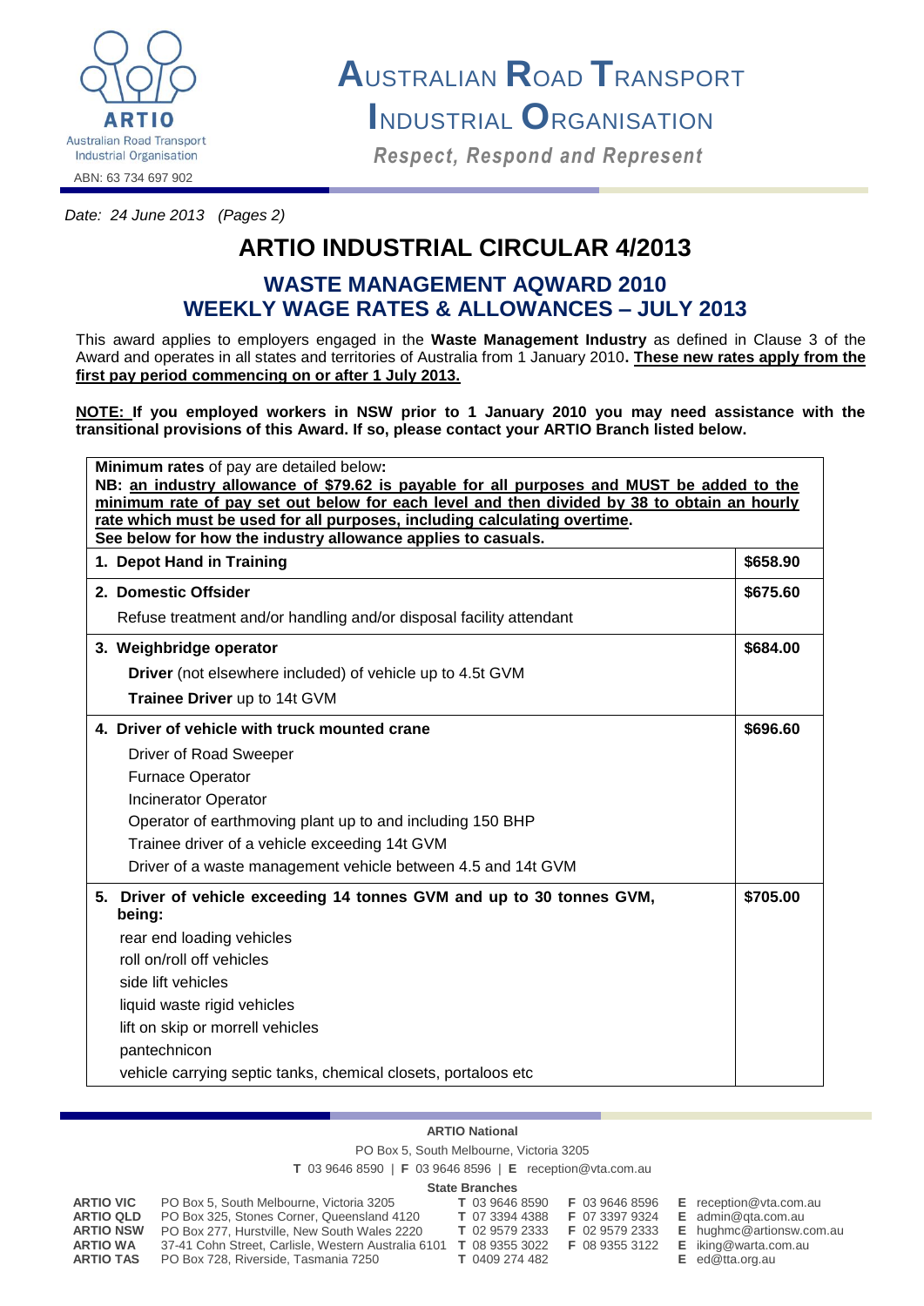ARTIO
Australian Road Transport Industrial Organisation
ABN: 63 734 697 902

# AUSTRALIAN ROAD TRANSPORT INDUSTRIAL ORGANISATION

*Respect, Respond and Represent*

*Date: 24 June 2013 (Pages 2)*

## ARTIO INDUSTRIAL CIRCULAR 4/2013

### WASTE MANAGEMENT AQWARD 2010
### WEEKLY WAGE RATES & ALLOWANCES – JULY 2013

This award applies to employers engaged in the **Waste Management Industry** as defined in Clause 3 of the Award and operates in all states and territories of Australia from 1 January 2010**. These new rates apply from the first pay period commencing on or after 1 July 2013.**

**NOTE: If you employed workers in NSW prior to 1 January 2010 you may need assistance with the transitional provisions of this Award. If so, please contact your ARTIO Branch listed below.**

**Minimum rates** of pay are detailed below**:**
**NB: an industry allowance of $79.62 is payable for all purposes and MUST be added to the minimum rate of pay set out below for each level and then divided by 38 to obtain an hourly rate which must be used for all purposes, including calculating overtime.**
**See below for how the industry allowance applies to casuals.**

| Classification | Rate |
|---|---|
| **1. Depot Hand in Training** | **$658.90** |
| **2. Domestic Offsider**<br>Refuse treatment and/or handling and/or disposal facility attendant | **$675.60** |
| **3. Weighbridge operator**<br>**Driver** (not elsewhere included) of vehicle up to 4.5t GVM<br>**Trainee Driver** up to 14t GVM | **$684.00** |
| **4. Driver of vehicle with truck mounted crane**<br>Driver of Road Sweeper<br>Furnace Operator<br>Incinerator Operator<br>Operator of earthmoving plant up to and including 150 BHP<br>Trainee driver of a vehicle exceeding 14t GVM<br>Driver of a waste management vehicle between 4.5 and 14t GVM | **$696.60** |
| **5. Driver of vehicle exceeding 14 tonnes GVM and up to 30 tonnes GVM, being:**<br>rear end loading vehicles<br>roll on/roll off vehicles<br>side lift vehicles<br>liquid waste rigid vehicles<br>lift on skip or morrell vehicles<br>pantechnicon<br>vehicle carrying septic tanks, chemical closets, portaloos etc | **$705.00** |

**ARTIO National**
PO Box 5, South Melbourne, Victoria 3205
**T** 03 9646 8590 | **F** 03 9646 8596 | **E** reception@vta.com.au

**State Branches**

| Branch | Address | Phone | Fax | Email |
|---|---|---|---|---|
| **ARTIO VIC** | PO Box 5, South Melbourne, Victoria 3205 | **T** 03 9646 8590 | **F** 03 9646 8596 | **E** reception@vta.com.au |
| **ARTIO QLD** | PO Box 325, Stones Corner, Queensland 4120 | **T** 07 3394 4388 | **F** 07 3397 9324 | **E** admin@qta.com.au |
| **ARTIO NSW** | PO Box 277, Hurstville, New South Wales 2220 | **T** 02 9579 2333 | **F** 02 9579 2333 | **E** hughmc@artionsw.com.au |
| **ARTIO WA** | 37-41 Cohn Street, Carlisle, Western Australia 6101 | **T** 08 9355 3022 | **F** 08 9355 3122 | **E** iking@warta.com.au |
| **ARTIO TAS** | PO Box 728, Riverside, Tasmania 7250 | **T** 0409 274 482 | | **E** ed@tta.org.au |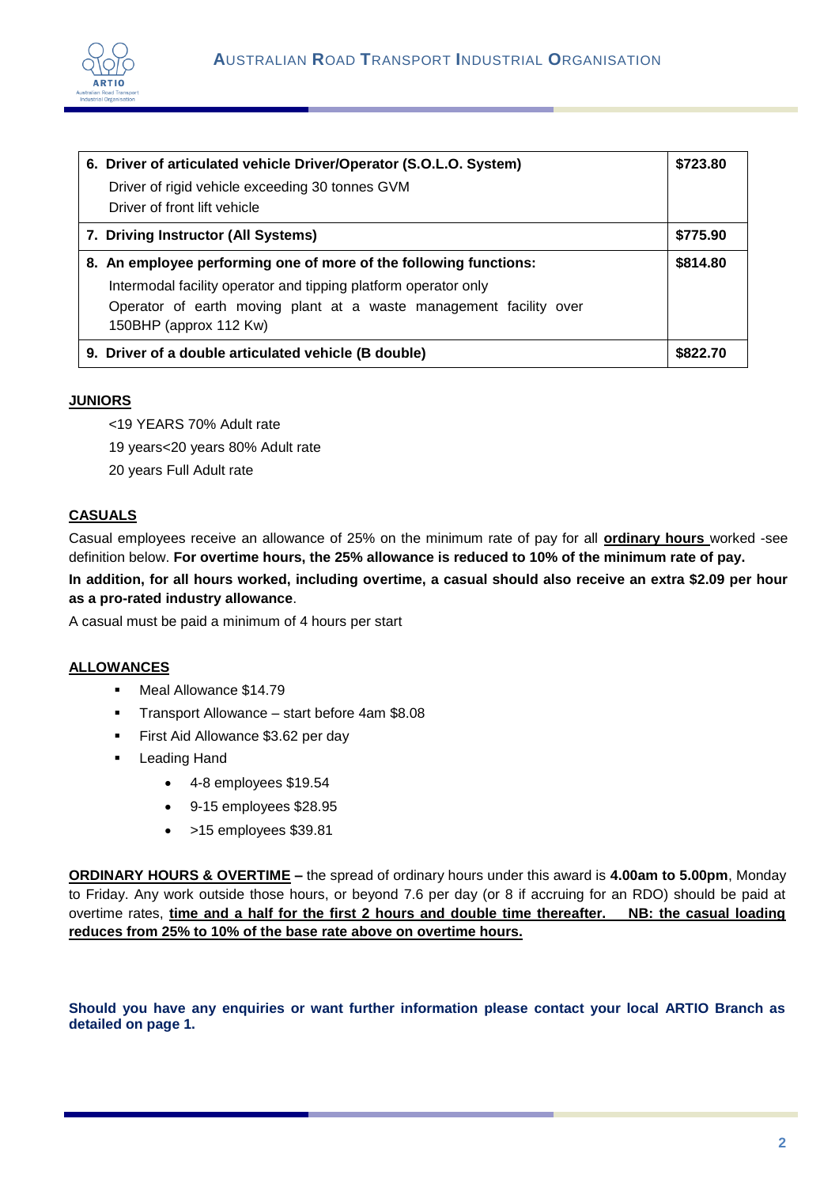| | |
|---|---|
| **6. Driver of articulated vehicle Driver/Operator (S.O.L.O. System)**<br>Driver of rigid vehicle exceeding 30 tonnes GVM<br>Driver of front lift vehicle | **$723.80** |
| **7. Driving Instructor (All Systems)** | **$775.90** |
| **8. An employee performing one of more of the following functions:**<br>Intermodal facility operator and tipping platform operator only<br>Operator of earth moving plant at a waste management facility over 150BHP (approx 112 Kw) | **$814.80** |
| **9. Driver of a double articulated vehicle (B double)** | **$822.70** |

## JUNIORS

<19 YEARS 70% Adult rate

19 years<20 years 80% Adult rate

20 years Full Adult rate

## CASUALS

Casual employees receive an allowance of 25% on the minimum rate of pay for all **ordinary hours** worked -see definition below. **For overtime hours, the 25% allowance is reduced to 10% of the minimum rate of pay.**

**In addition, for all hours worked, including overtime, a casual should also receive an extra $2.09 per hour as a pro-rated industry allowance**.

A casual must be paid a minimum of 4 hours per start

## ALLOWANCES

- Meal Allowance $14.79
- Transport Allowance – start before 4am $8.08
- First Aid Allowance $3.62 per day
- Leading Hand
  - 4-8 employees $19.54
  - 9-15 employees $28.95
  - >15 employees $39.81

**ORDINARY HOURS & OVERTIME –** the spread of ordinary hours under this award is **4.00am to 5.00pm**, Monday to Friday. Any work outside those hours, or beyond 7.6 per day (or 8 if accruing for an RDO) should be paid at overtime rates, **time and a half for the first 2 hours and double time thereafter. NB: the casual loading reduces from 25% to 10% of the base rate above on overtime hours.**

**Should you have any enquiries or want further information please contact your local ARTIO Branch as detailed on page 1.**